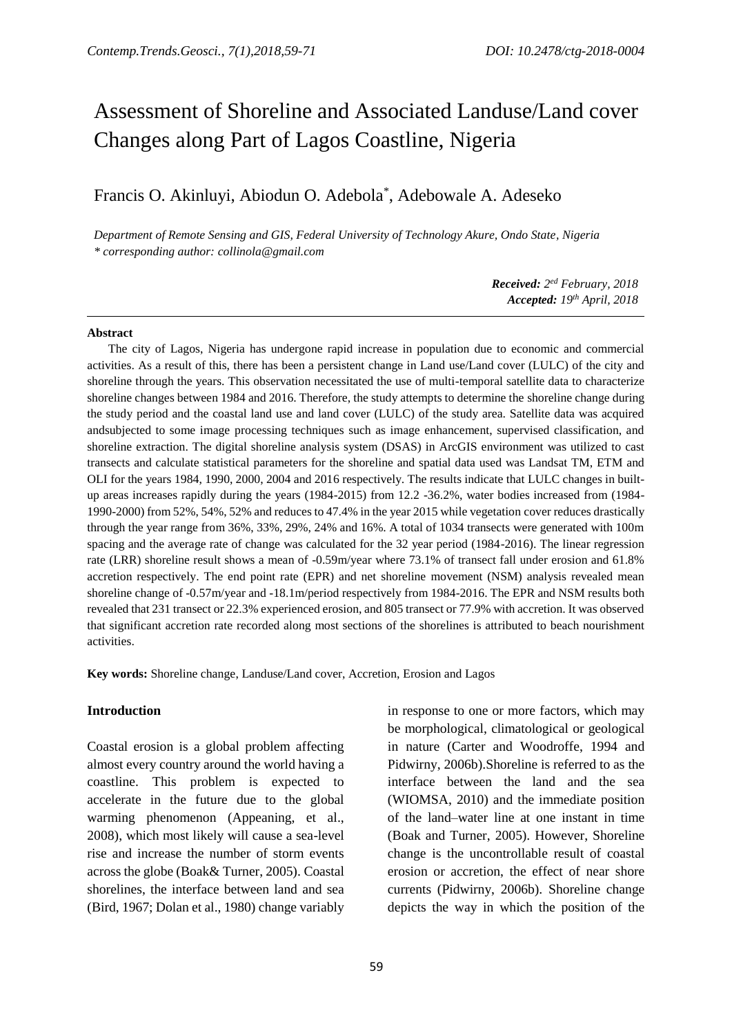# Assessment of Shoreline and Associated Landuse/Land cover Changes along Part of Lagos Coastline, Nigeria

Francis O. Akinluyi, Abiodun O. Adebola*, Adebowale A. Adeseko

*Department of Remote Sensing and GIS, Federal University of Technology Akure, Ondo State, Nigeria*
*\* corresponding author: collinola@gmail.com*

***Received:*** *2ed February, 2018*
***Accepted:*** *19th April, 2018*

---

**Abstract**

The city of Lagos, Nigeria has undergone rapid increase in population due to economic and commercial activities. As a result of this, there has been a persistent change in Land use/Land cover (LULC) of the city and shoreline through the years. This observation necessitated the use of multi-temporal satellite data to characterize shoreline changes between 1984 and 2016. Therefore, the study attempts to determine the shoreline change during the study period and the coastal land use and land cover (LULC) of the study area. Satellite data was acquired andsubjected to some image processing techniques such as image enhancement, supervised classification, and shoreline extraction. The digital shoreline analysis system (DSAS) in ArcGIS environment was utilized to cast transects and calculate statistical parameters for the shoreline and spatial data used was Landsat TM, ETM and OLI for the years 1984, 1990, 2000, 2004 and 2016 respectively. The results indicate that LULC changes in built-up areas increases rapidly during the years (1984-2015) from 12.2 -36.2%, water bodies increased from (1984-1990-2000) from 52%, 54%, 52% and reduces to 47.4% in the year 2015 while vegetation cover reduces drastically through the year range from 36%, 33%, 29%, 24% and 16%. A total of 1034 transects were generated with 100m spacing and the average rate of change was calculated for the 32 year period (1984-2016). The linear regression rate (LRR) shoreline result shows a mean of -0.59m/year where 73.1% of transect fall under erosion and 61.8% accretion respectively. The end point rate (EPR) and net shoreline movement (NSM) analysis revealed mean shoreline change of -0.57m/year and -18.1m/period respectively from 1984-2016. The EPR and NSM results both revealed that 231 transect or 22.3% experienced erosion, and 805 transect or 77.9% with accretion. It was observed that significant accretion rate recorded along most sections of the shorelines is attributed to beach nourishment activities.

**Key words:** Shoreline change, Landuse/Land cover, Accretion, Erosion and Lagos

## Introduction

Coastal erosion is a global problem affecting almost every country around the world having a coastline. This problem is expected to accelerate in the future due to the global warming phenomenon (Appeaning, et al., 2008), which most likely will cause a sea-level rise and increase the number of storm events across the globe (Boak& Turner, 2005). Coastal shorelines, the interface between land and sea (Bird, 1967; Dolan et al., 1980) change variably in response to one or more factors, which may be morphological, climatological or geological in nature (Carter and Woodroffe, 1994 and Pidwirny, 2006b).Shoreline is referred to as the interface between the land and the sea (WIOMSA, 2010) and the immediate position of the land–water line at one instant in time (Boak and Turner, 2005). However, Shoreline change is the uncontrollable result of coastal erosion or accretion, the effect of near shore currents (Pidwirny, 2006b). Shoreline change depicts the way in which the position of the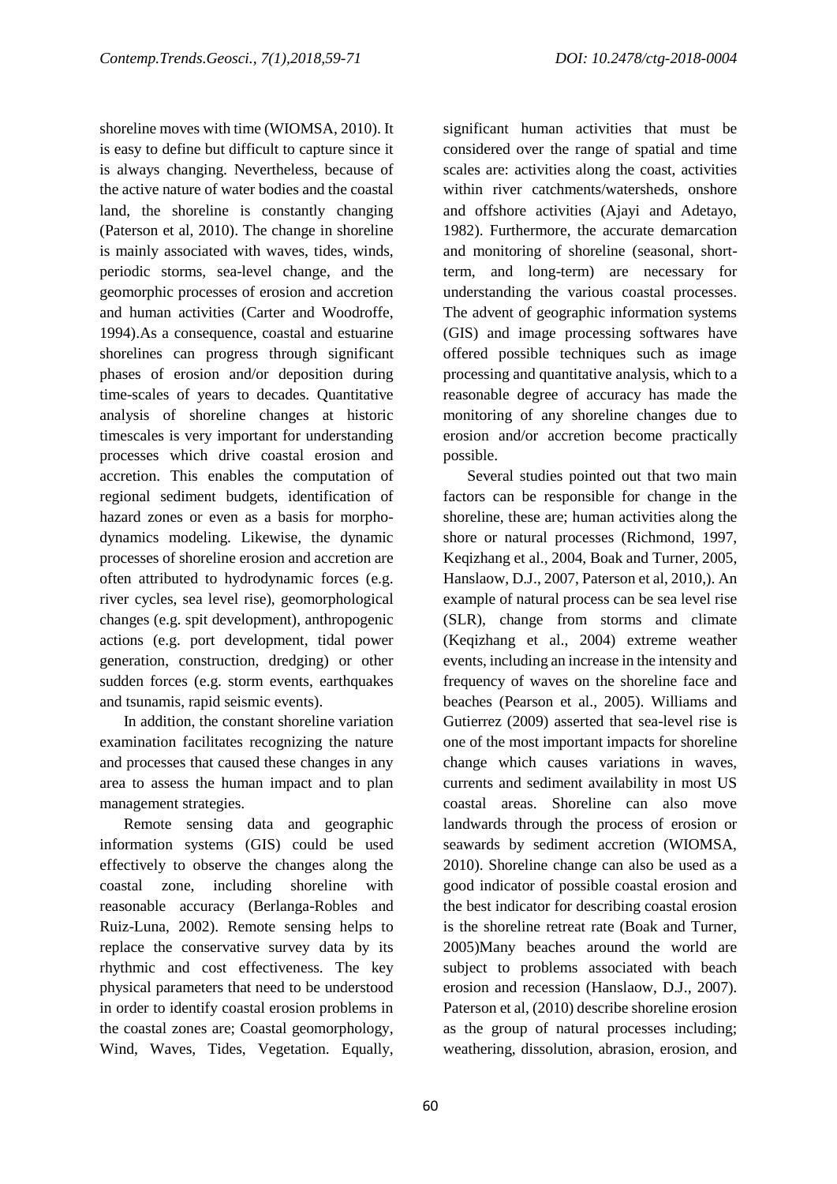shoreline moves with time (WIOMSA, 2010). It is easy to define but difficult to capture since it is always changing. Nevertheless, because of the active nature of water bodies and the coastal land, the shoreline is constantly changing (Paterson et al, 2010). The change in shoreline is mainly associated with waves, tides, winds, periodic storms, sea-level change, and the geomorphic processes of erosion and accretion and human activities (Carter and Woodroffe, 1994).As a consequence, coastal and estuarine shorelines can progress through significant phases of erosion and/or deposition during time-scales of years to decades. Quantitative analysis of shoreline changes at historic timescales is very important for understanding processes which drive coastal erosion and accretion. This enables the computation of regional sediment budgets, identification of hazard zones or even as a basis for morpho-dynamics modeling. Likewise, the dynamic processes of shoreline erosion and accretion are often attributed to hydrodynamic forces (e.g. river cycles, sea level rise), geomorphological changes (e.g. spit development), anthropogenic actions (e.g. port development, tidal power generation, construction, dredging) or other sudden forces (e.g. storm events, earthquakes and tsunamis, rapid seismic events).

In addition, the constant shoreline variation examination facilitates recognizing the nature and processes that caused these changes in any area to assess the human impact and to plan management strategies.

Remote sensing data and geographic information systems (GIS) could be used effectively to observe the changes along the coastal zone, including shoreline with reasonable accuracy (Berlanga-Robles and Ruiz-Luna, 2002). Remote sensing helps to replace the conservative survey data by its rhythmic and cost effectiveness. The key physical parameters that need to be understood in order to identify coastal erosion problems in the coastal zones are; Coastal geomorphology, Wind, Waves, Tides, Vegetation. Equally, significant human activities that must be considered over the range of spatial and time scales are: activities along the coast, activities within river catchments/watersheds, onshore and offshore activities (Ajayi and Adetayo, 1982). Furthermore, the accurate demarcation and monitoring of shoreline (seasonal, short-term, and long-term) are necessary for understanding the various coastal processes. The advent of geographic information systems (GIS) and image processing softwares have offered possible techniques such as image processing and quantitative analysis, which to a reasonable degree of accuracy has made the monitoring of any shoreline changes due to erosion and/or accretion become practically possible.

Several studies pointed out that two main factors can be responsible for change in the shoreline, these are; human activities along the shore or natural processes (Richmond, 1997, Keqizhang et al., 2004, Boak and Turner, 2005, Hanslaow, D.J., 2007, Paterson et al, 2010,). An example of natural process can be sea level rise (SLR), change from storms and climate (Keqizhang et al., 2004) extreme weather events, including an increase in the intensity and frequency of waves on the shoreline face and beaches (Pearson et al., 2005). Williams and Gutierrez (2009) asserted that sea-level rise is one of the most important impacts for shoreline change which causes variations in waves, currents and sediment availability in most US coastal areas. Shoreline can also move landwards through the process of erosion or seawards by sediment accretion (WIOMSA, 2010). Shoreline change can also be used as a good indicator of possible coastal erosion and the best indicator for describing coastal erosion is the shoreline retreat rate (Boak and Turner, 2005)Many beaches around the world are subject to problems associated with beach erosion and recession (Hanslaow, D.J., 2007). Paterson et al, (2010) describe shoreline erosion as the group of natural processes including; weathering, dissolution, abrasion, erosion, and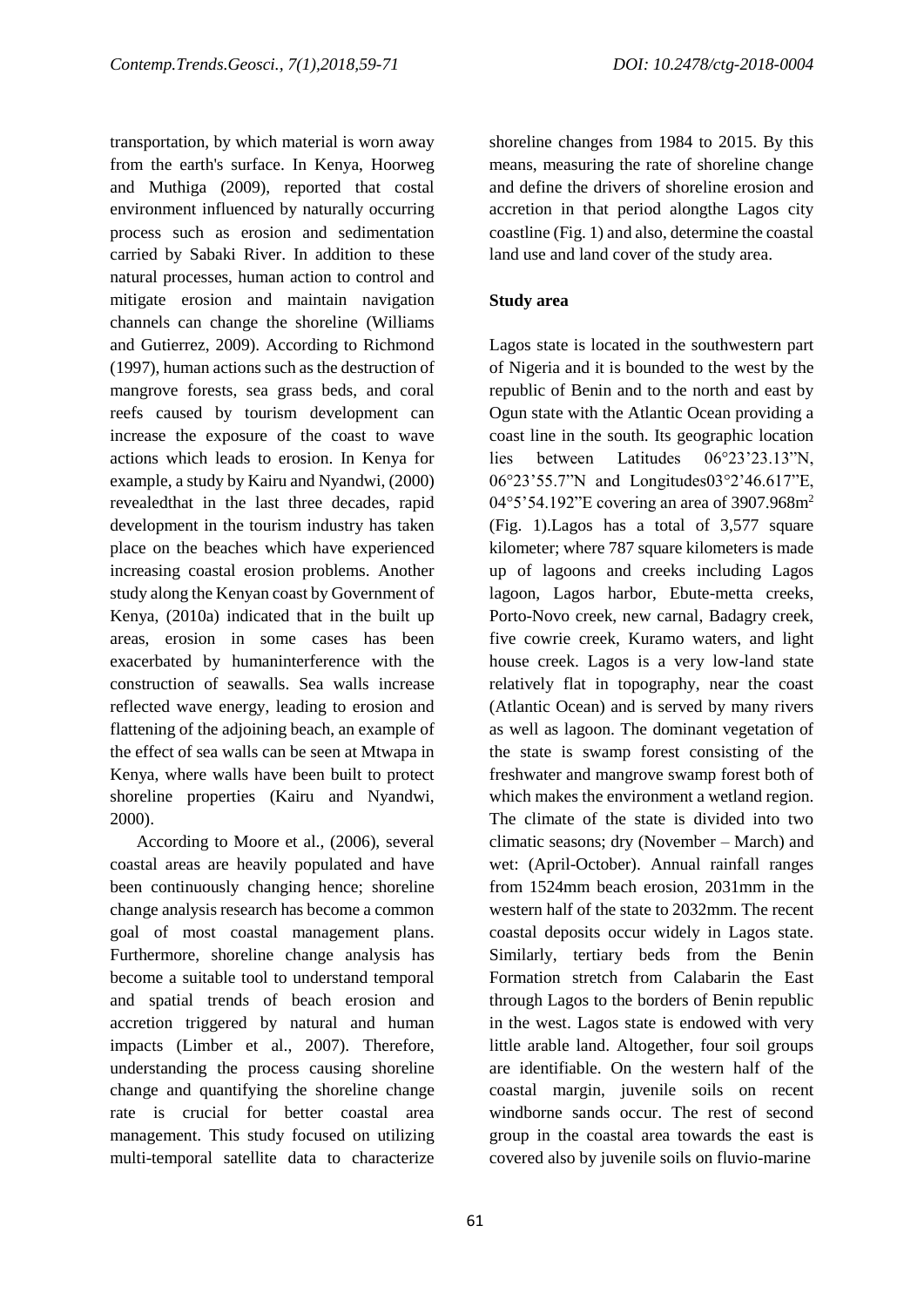transportation, by which material is worn away from the earth's surface. In Kenya, Hoorweg and Muthiga (2009), reported that costal environment influenced by naturally occurring process such as erosion and sedimentation carried by Sabaki River. In addition to these natural processes, human action to control and mitigate erosion and maintain navigation channels can change the shoreline (Williams and Gutierrez, 2009). According to Richmond (1997), human actions such as the destruction of mangrove forests, sea grass beds, and coral reefs caused by tourism development can increase the exposure of the coast to wave actions which leads to erosion. In Kenya for example, a study by Kairu and Nyandwi, (2000) revealedthat in the last three decades, rapid development in the tourism industry has taken place on the beaches which have experienced increasing coastal erosion problems. Another study along the Kenyan coast by Government of Kenya, (2010a) indicated that in the built up areas, erosion in some cases has been exacerbated by humaninterference with the construction of seawalls. Sea walls increase reflected wave energy, leading to erosion and flattening of the adjoining beach, an example of the effect of sea walls can be seen at Mtwapa in Kenya, where walls have been built to protect shoreline properties (Kairu and Nyandwi, 2000).

According to Moore et al., (2006), several coastal areas are heavily populated and have been continuously changing hence; shoreline change analysis research has become a common goal of most coastal management plans. Furthermore, shoreline change analysis has become a suitable tool to understand temporal and spatial trends of beach erosion and accretion triggered by natural and human impacts (Limber et al., 2007). Therefore, understanding the process causing shoreline change and quantifying the shoreline change rate is crucial for better coastal area management. This study focused on utilizing multi-temporal satellite data to characterize shoreline changes from 1984 to 2015. By this means, measuring the rate of shoreline change and define the drivers of shoreline erosion and accretion in that period alongthe Lagos city coastline (Fig. 1) and also, determine the coastal land use and land cover of the study area.

## Study area

Lagos state is located in the southwestern part of Nigeria and it is bounded to the west by the republic of Benin and to the north and east by Ogun state with the Atlantic Ocean providing a coast line in the south. Its geographic location lies between Latitudes 06°23'23.13"N, 06°23'55.7"N and Longitudes03°2'46.617"E, 04°5'54.192"E covering an area of 3907.968m$^2$ (Fig. 1).Lagos has a total of 3,577 square kilometer; where 787 square kilometers is made up of lagoons and creeks including Lagos lagoon, Lagos harbor, Ebute-metta creeks, Porto-Novo creek, new carnal, Badagry creek, five cowrie creek, Kuramo waters, and light house creek. Lagos is a very low-land state relatively flat in topography, near the coast (Atlantic Ocean) and is served by many rivers as well as lagoon. The dominant vegetation of the state is swamp forest consisting of the freshwater and mangrove swamp forest both of which makes the environment a wetland region. The climate of the state is divided into two climatic seasons; dry (November – March) and wet: (April-October). Annual rainfall ranges from 1524mm beach erosion, 2031mm in the western half of the state to 2032mm. The recent coastal deposits occur widely in Lagos state. Similarly, tertiary beds from the Benin Formation stretch from Calabarin the East through Lagos to the borders of Benin republic in the west. Lagos state is endowed with very little arable land. Altogether, four soil groups are identifiable. On the western half of the coastal margin, juvenile soils on recent windborne sands occur. The rest of second group in the coastal area towards the east is covered also by juvenile soils on fluvio-marine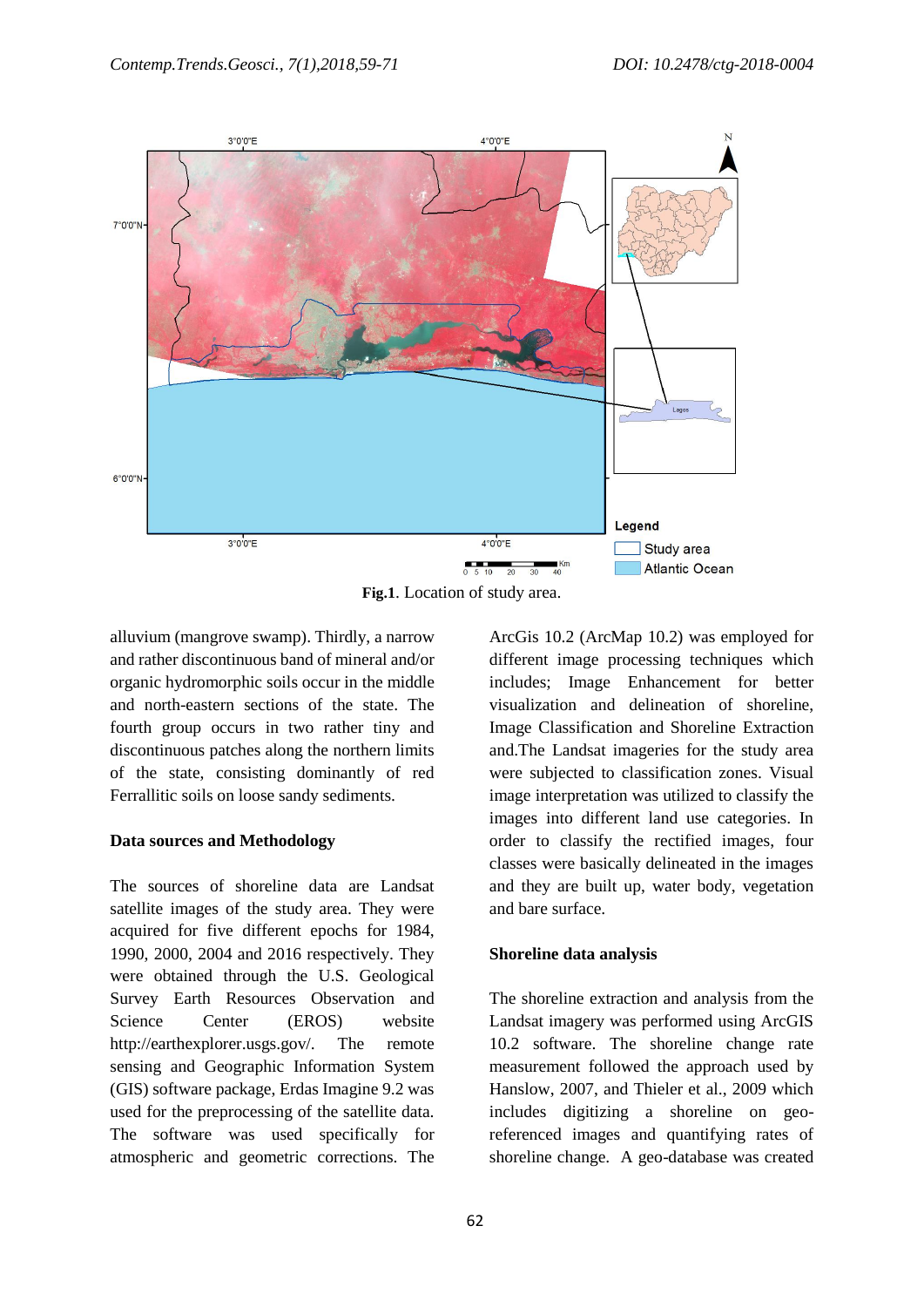**Fig.1**. Location of study area.

alluvium (mangrove swamp). Thirdly, a narrow and rather discontinuous band of mineral and/or organic hydromorphic soils occur in the middle and north-eastern sections of the state. The fourth group occurs in two rather tiny and discontinuous patches along the northern limits of the state, consisting dominantly of red Ferrallitic soils on loose sandy sediments.

**Data sources and Methodology**

The sources of shoreline data are Landsat satellite images of the study area. They were acquired for five different epochs for 1984, 1990, 2000, 2004 and 2016 respectively. They were obtained through the U.S. Geological Survey Earth Resources Observation and Science Center (EROS) website http://earthexplorer.usgs.gov/. The remote sensing and Geographic Information System (GIS) software package, Erdas Imagine 9.2 was used for the preprocessing of the satellite data. The software was used specifically for atmospheric and geometric corrections. The ArcGis 10.2 (ArcMap 10.2) was employed for different image processing techniques which includes; Image Enhancement for better visualization and delineation of shoreline, Image Classification and Shoreline Extraction and.The Landsat imageries for the study area were subjected to classification zones. Visual image interpretation was utilized to classify the images into different land use categories. In order to classify the rectified images, four classes were basically delineated in the images and they are built up, water body, vegetation and bare surface.

**Shoreline data analysis**

The shoreline extraction and analysis from the Landsat imagery was performed using ArcGIS 10.2 software. The shoreline change rate measurement followed the approach used by Hanslow, 2007, and Thieler et al., 2009 which includes digitizing a shoreline on geo-referenced images and quantifying rates of shoreline change. A geo-database was created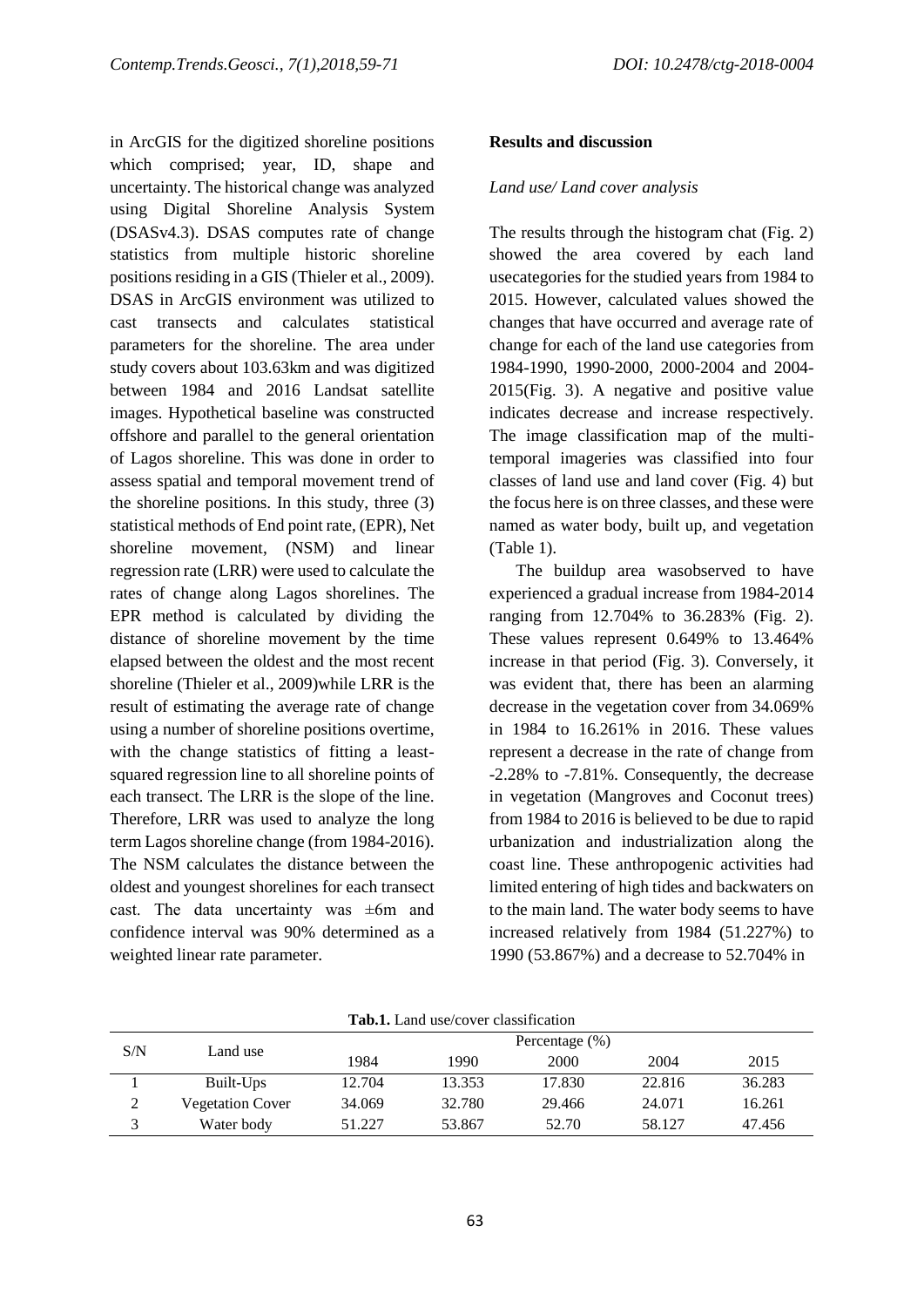in ArcGIS for the digitized shoreline positions which comprised; year, ID, shape and uncertainty. The historical change was analyzed using Digital Shoreline Analysis System (DSASv4.3). DSAS computes rate of change statistics from multiple historic shoreline positions residing in a GIS (Thieler et al., 2009). DSAS in ArcGIS environment was utilized to cast transects and calculates statistical parameters for the shoreline. The area under study covers about 103.63km and was digitized between 1984 and 2016 Landsat satellite images. Hypothetical baseline was constructed offshore and parallel to the general orientation of Lagos shoreline. This was done in order to assess spatial and temporal movement trend of the shoreline positions. In this study, three (3) statistical methods of End point rate, (EPR), Net shoreline movement, (NSM) and linear regression rate (LRR) were used to calculate the rates of change along Lagos shorelines. The EPR method is calculated by dividing the distance of shoreline movement by the time elapsed between the oldest and the most recent shoreline (Thieler et al., 2009)while LRR is the result of estimating the average rate of change using a number of shoreline positions overtime, with the change statistics of fitting a least-squared regression line to all shoreline points of each transect. The LRR is the slope of the line. Therefore, LRR was used to analyze the long term Lagos shoreline change (from 1984-2016). The NSM calculates the distance between the oldest and youngest shorelines for each transect cast. The data uncertainty was ±6m and confidence interval was 90% determined as a weighted linear rate parameter.

## Results and discussion

*Land use/ Land cover analysis*

The results through the histogram chat (Fig. 2) showed the area covered by each land usecategories for the studied years from 1984 to 2015. However, calculated values showed the changes that have occurred and average rate of change for each of the land use categories from 1984-1990, 1990-2000, 2000-2004 and 2004-2015(Fig. 3). A negative and positive value indicates decrease and increase respectively. The image classification map of the multi-temporal imageries was classified into four classes of land use and land cover (Fig. 4) but the focus here is on three classes, and these were named as water body, built up, and vegetation (Table 1).

The buildup area wasobserved to have experienced a gradual increase from 1984-2014 ranging from 12.704% to 36.283% (Fig. 2). These values represent 0.649% to 13.464% increase in that period (Fig. 3). Conversely, it was evident that, there has been an alarming decrease in the vegetation cover from 34.069% in 1984 to 16.261% in 2016. These values represent a decrease in the rate of change from -2.28% to -7.81%. Consequently, the decrease in vegetation (Mangroves and Coconut trees) from 1984 to 2016 is believed to be due to rapid urbanization and industrialization along the coast line. These anthropogenic activities had limited entering of high tides and backwaters on to the main land. The water body seems to have increased relatively from 1984 (51.227%) to 1990 (53.867%) and a decrease to 52.704% in

**Tab.1.** Land use/cover classification

| S/N | Land use | Percentage (%) | | | | |
|---|---|---|---|---|---|---|
| | | 1984 | 1990 | 2000 | 2004 | 2015 |
| 1 | Built-Ups | 12.704 | 13.353 | 17.830 | 22.816 | 36.283 |
| 2 | Vegetation Cover | 34.069 | 32.780 | 29.466 | 24.071 | 16.261 |
| 3 | Water body | 51.227 | 53.867 | 52.70 | 58.127 | 47.456 |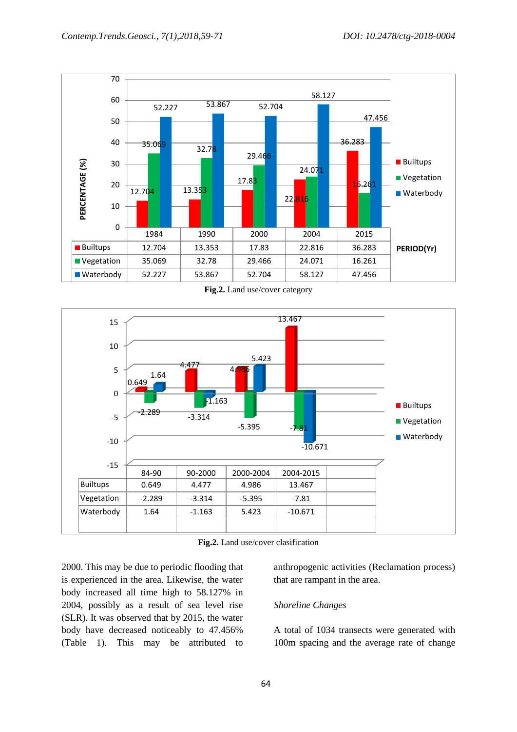| | 1984 | 1990 | 2000 | 2004 | 2015 |
|---|---|---|---|---|---|
| Builtups | 12.704 | 13.353 | 17.83 | 22.816 | 36.283 |
| Vegetation | 35.069 | 32.78 | 29.466 | 24.071 | 16.261 |
| Waterbody | 52.227 | 53.867 | 52.704 | 58.127 | 47.456 |

**Fig.2.** Land use/cover category

| | 84-90 | 90-2000 | 2000-2004 | 2004-2015 |
|---|---|---|---|---|
| Builtups | 0.649 | 4.477 | 4.986 | 13.467 |
| Vegetation | -2.289 | -3.314 | -5.395 | -7.81 |
| Waterbody | 1.64 | -1.163 | 5.423 | -10.671 |

**Fig.2.** Land use/cover clasification

2000. This may be due to periodic flooding that is experienced in the area. Likewise, the water body increased all time high to 58.127% in 2004, possibly as a result of sea level rise (SLR). It was observed that by 2015, the water body have decreased noticeably to 47.456% (Table 1). This may be attributed to anthropogenic activities (Reclamation process) that are rampant in the area.

*Shoreline Changes*

A total of 1034 transects were generated with 100m spacing and the average rate of change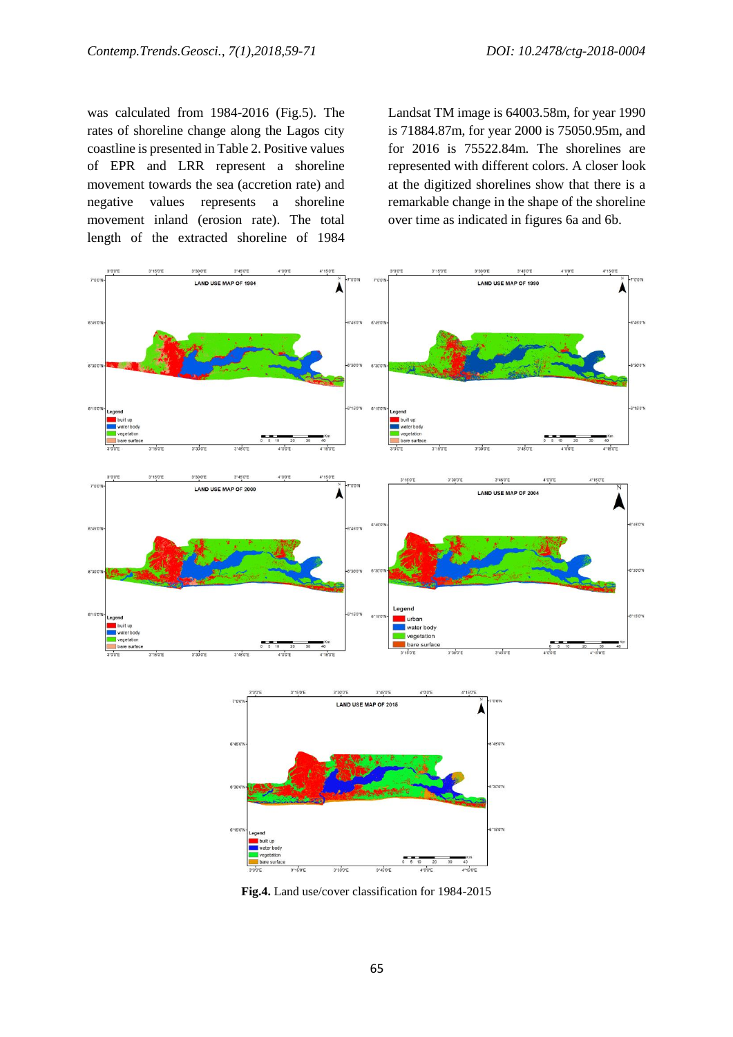was calculated from 1984-2016 (Fig.5). The rates of shoreline change along the Lagos city coastline is presented in Table 2. Positive values of EPR and LRR represent a shoreline movement towards the sea (accretion rate) and negative values represents a shoreline movement inland (erosion rate). The total length of the extracted shoreline of 1984 Landsat TM image is 64003.58m, for year 1990 is 71884.87m, for year 2000 is 75050.95m, and for 2016 is 75522.84m. The shorelines are represented with different colors. A closer look at the digitized shorelines show that there is a remarkable change in the shape of the shoreline over time as indicated in figures 6a and 6b.

**Fig.4.** Land use/cover classification for 1984-2015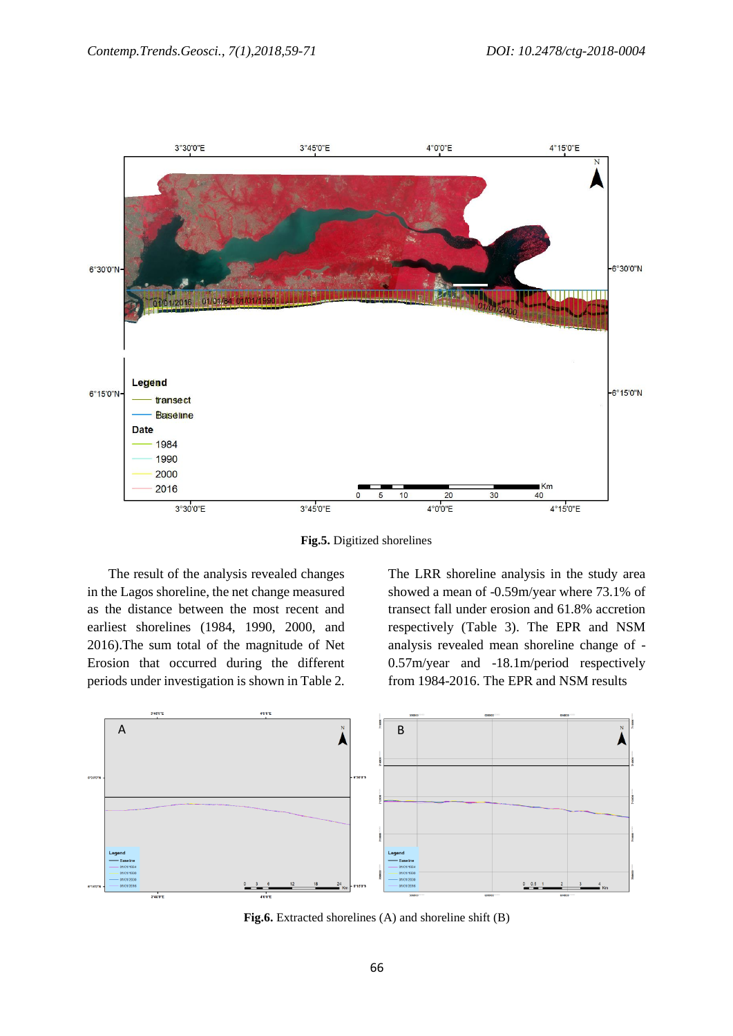Fig.5. Digitized shorelines

The result of the analysis revealed changes in the Lagos shoreline, the net change measured as the distance between the most recent and earliest shorelines (1984, 1990, 2000, and 2016).The sum total of the magnitude of Net Erosion that occurred during the different periods under investigation is shown in Table 2.

The LRR shoreline analysis in the study area showed a mean of -0.59m/year where 73.1% of transect fall under erosion and 61.8% accretion respectively (Table 3). The EPR and NSM analysis revealed mean shoreline change of -0.57m/year and -18.1m/period respectively from 1984-2016. The EPR and NSM results

Fig.6. Extracted shorelines (A) and shoreline shift (B)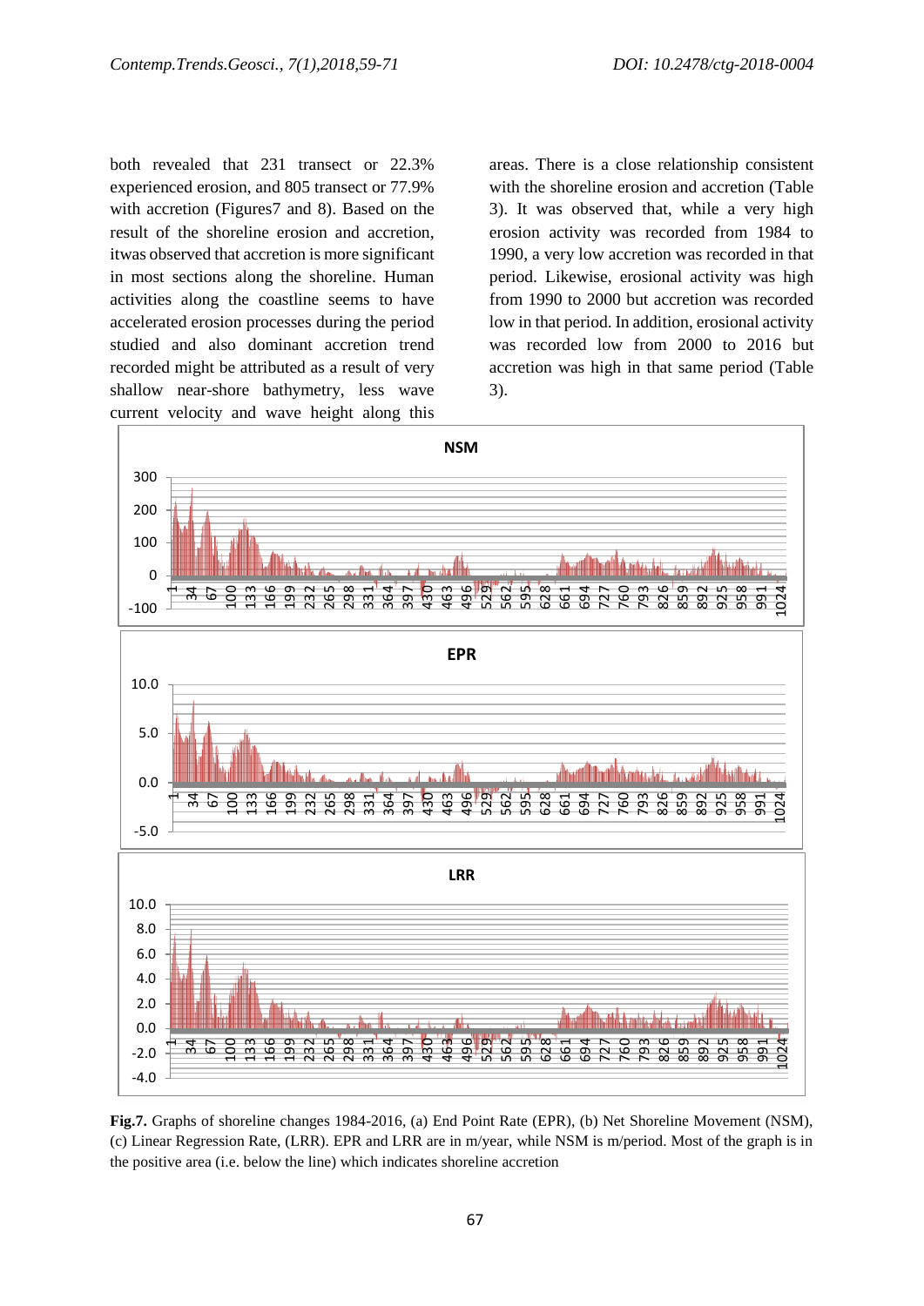both revealed that 231 transect or 22.3% experienced erosion, and 805 transect or 77.9% with accretion (Figures7 and 8). Based on the result of the shoreline erosion and accretion, itwas observed that accretion is more significant in most sections along the shoreline. Human activities along the coastline seems to have accelerated erosion processes during the period studied and also dominant accretion trend recorded might be attributed as a result of very shallow near-shore bathymetry, less wave current velocity and wave height along this areas. There is a close relationship consistent with the shoreline erosion and accretion (Table 3). It was observed that, while a very high erosion activity was recorded from 1984 to 1990, a very low accretion was recorded in that period. Likewise, erosional activity was high from 1990 to 2000 but accretion was recorded low in that period. In addition, erosional activity was recorded low from 2000 to 2016 but accretion was high in that same period (Table 3).

**Fig.7.** Graphs of shoreline changes 1984-2016, (a) End Point Rate (EPR), (b) Net Shoreline Movement (NSM), (c) Linear Regression Rate, (LRR). EPR and LRR are in m/year, while NSM is m/period. Most of the graph is in the positive area (i.e. below the line) which indicates shoreline accretion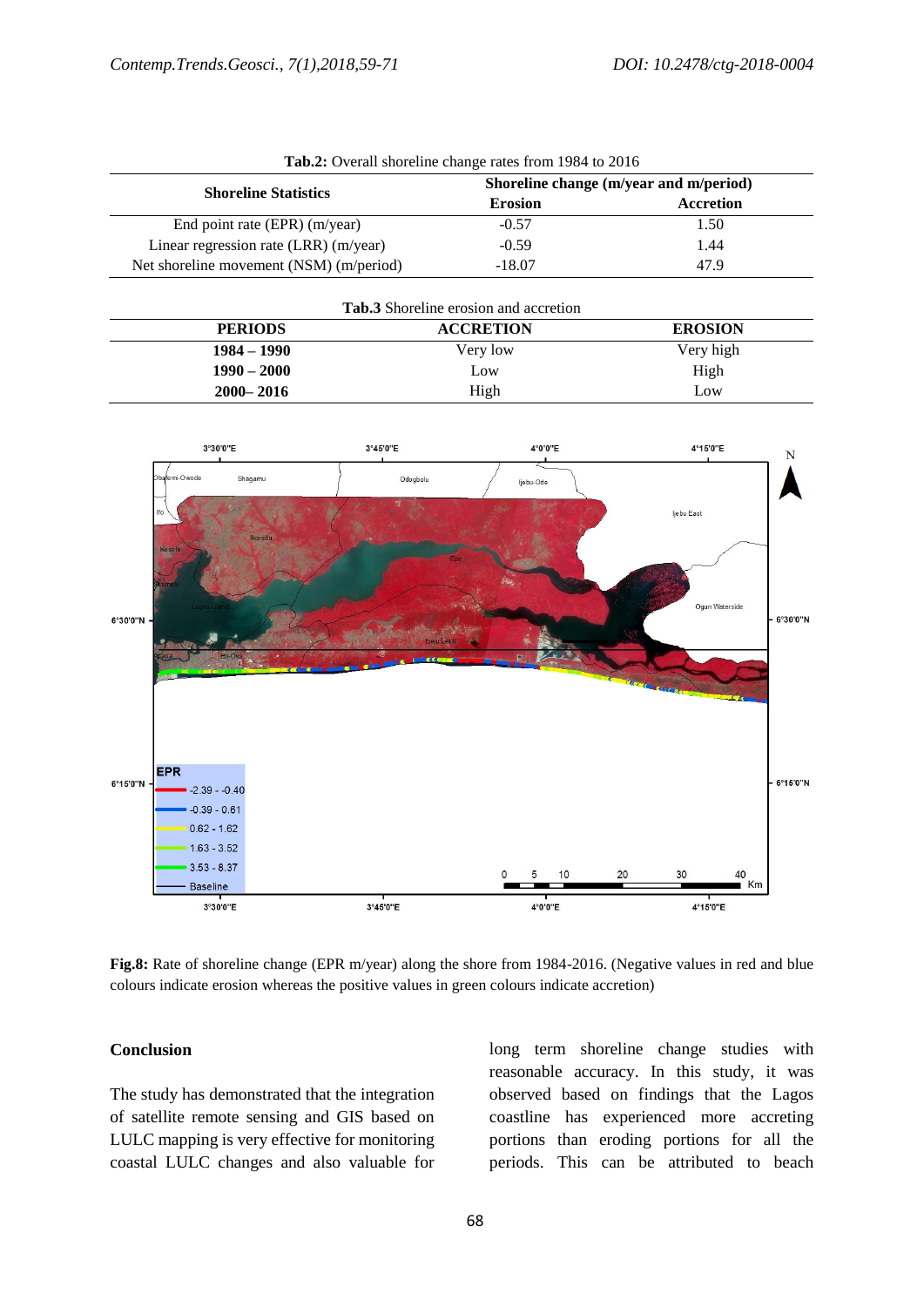**Tab.2:** Overall shoreline change rates from 1984 to 2016

| Shoreline Statistics | Shoreline change (m/year and m/period) | |
|---|---|---|
| | Erosion | Accretion |
| End point rate (EPR) (m/year) | -0.57 | 1.50 |
| Linear regression rate (LRR) (m/year) | -0.59 | 1.44 |
| Net shoreline movement (NSM) (m/period) | -18.07 | 47.9 |

**Tab.3** Shoreline erosion and accretion

| PERIODS | ACCRETION | EROSION |
|---|---|---|
| **1984 – 1990** | Very low | Very high |
| **1990 – 2000** | Low | High |
| **2000– 2016** | High | Low |

**Fig.8:** Rate of shoreline change (EPR m/year) along the shore from 1984-2016. (Negative values in red and blue colours indicate erosion whereas the positive values in green colours indicate accretion)

## Conclusion

The study has demonstrated that the integration of satellite remote sensing and GIS based on LULC mapping is very effective for monitoring coastal LULC changes and also valuable for long term shoreline change studies with reasonable accuracy. In this study, it was observed based on findings that the Lagos coastline has experienced more accreting portions than eroding portions for all the periods. This can be attributed to beach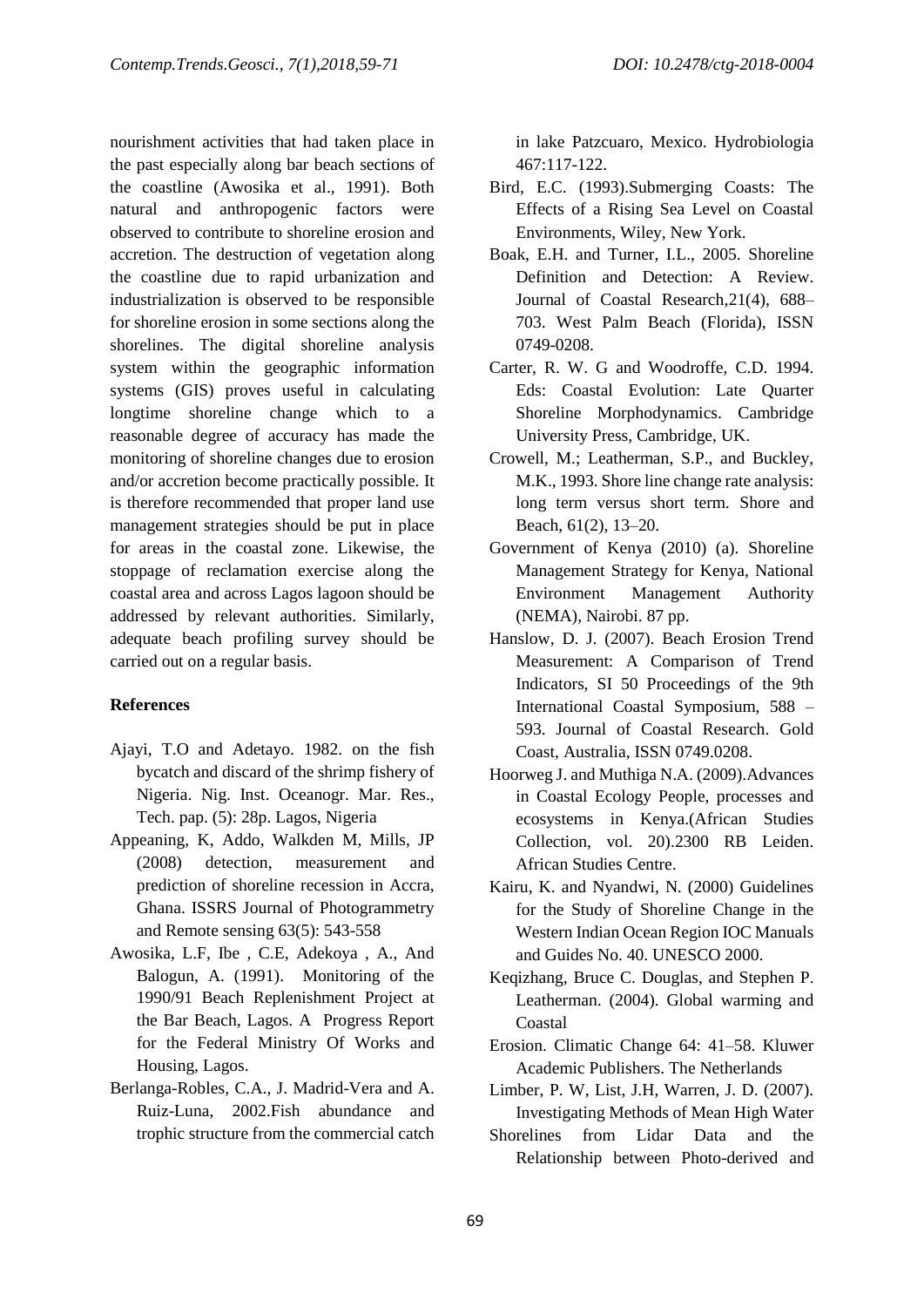nourishment activities that had taken place in the past especially along bar beach sections of the coastline (Awosika et al., 1991). Both natural and anthropogenic factors were observed to contribute to shoreline erosion and accretion. The destruction of vegetation along the coastline due to rapid urbanization and industrialization is observed to be responsible for shoreline erosion in some sections along the shorelines. The digital shoreline analysis system within the geographic information systems (GIS) proves useful in calculating longtime shoreline change which to a reasonable degree of accuracy has made the monitoring of shoreline changes due to erosion and/or accretion become practically possible. It is therefore recommended that proper land use management strategies should be put in place for areas in the coastal zone. Likewise, the stoppage of reclamation exercise along the coastal area and across Lagos lagoon should be addressed by relevant authorities. Similarly, adequate beach profiling survey should be carried out on a regular basis.

## References

Ajayi, T.O and Adetayo. 1982. on the fish bycatch and discard of the shrimp fishery of Nigeria. Nig. Inst. Oceanogr. Mar. Res., Tech. pap. (5): 28p. Lagos, Nigeria

Appeaning, K, Addo, Walkden M, Mills, JP (2008) detection, measurement and prediction of shoreline recession in Accra, Ghana. ISSRS Journal of Photogrammetry and Remote sensing 63(5): 543-558

Awosika, L.F, Ibe , C.E, Adekoya , A., And Balogun, A. (1991). Monitoring of the 1990/91 Beach Replenishment Project at the Bar Beach, Lagos. A Progress Report for the Federal Ministry Of Works and Housing, Lagos.

Berlanga-Robles, C.A., J. Madrid-Vera and A. Ruiz-Luna, 2002.Fish abundance and trophic structure from the commercial catch in lake Patzcuaro, Mexico. Hydrobiologia 467:117-122.

Bird, E.C. (1993).Submerging Coasts: The Effects of a Rising Sea Level on Coastal Environments, Wiley, New York.

Boak, E.H. and Turner, I.L., 2005. Shoreline Definition and Detection: A Review. Journal of Coastal Research,21(4), 688–703. West Palm Beach (Florida), ISSN 0749-0208.

Carter, R. W. G and Woodroffe, C.D. 1994. Eds: Coastal Evolution: Late Quarter Shoreline Morphodynamics. Cambridge University Press, Cambridge, UK.

Crowell, M.; Leatherman, S.P., and Buckley, M.K., 1993. Shore line change rate analysis: long term versus short term. Shore and Beach, 61(2), 13–20.

Government of Kenya (2010) (a). Shoreline Management Strategy for Kenya, National Environment Management Authority (NEMA), Nairobi. 87 pp.

Hanslow, D. J. (2007). Beach Erosion Trend Measurement: A Comparison of Trend Indicators, SI 50 Proceedings of the 9th International Coastal Symposium, 588 – 593. Journal of Coastal Research. Gold Coast, Australia, ISSN 0749.0208.

Hoorweg J. and Muthiga N.A. (2009).Advances in Coastal Ecology People, processes and ecosystems in Kenya.(African Studies Collection, vol. 20).2300 RB Leiden. African Studies Centre.

Kairu, K. and Nyandwi, N. (2000) Guidelines for the Study of Shoreline Change in the Western Indian Ocean Region IOC Manuals and Guides No. 40. UNESCO 2000.

Keqizhang, Bruce C. Douglas, and Stephen P. Leatherman. (2004). Global warming and Coastal Erosion. Climatic Change 64: 41–58. Kluwer Academic Publishers. The Netherlands

Limber, P. W, List, J.H, Warren, J. D. (2007). Investigating Methods of Mean High Water Shorelines from Lidar Data and the Relationship between Photo-derived and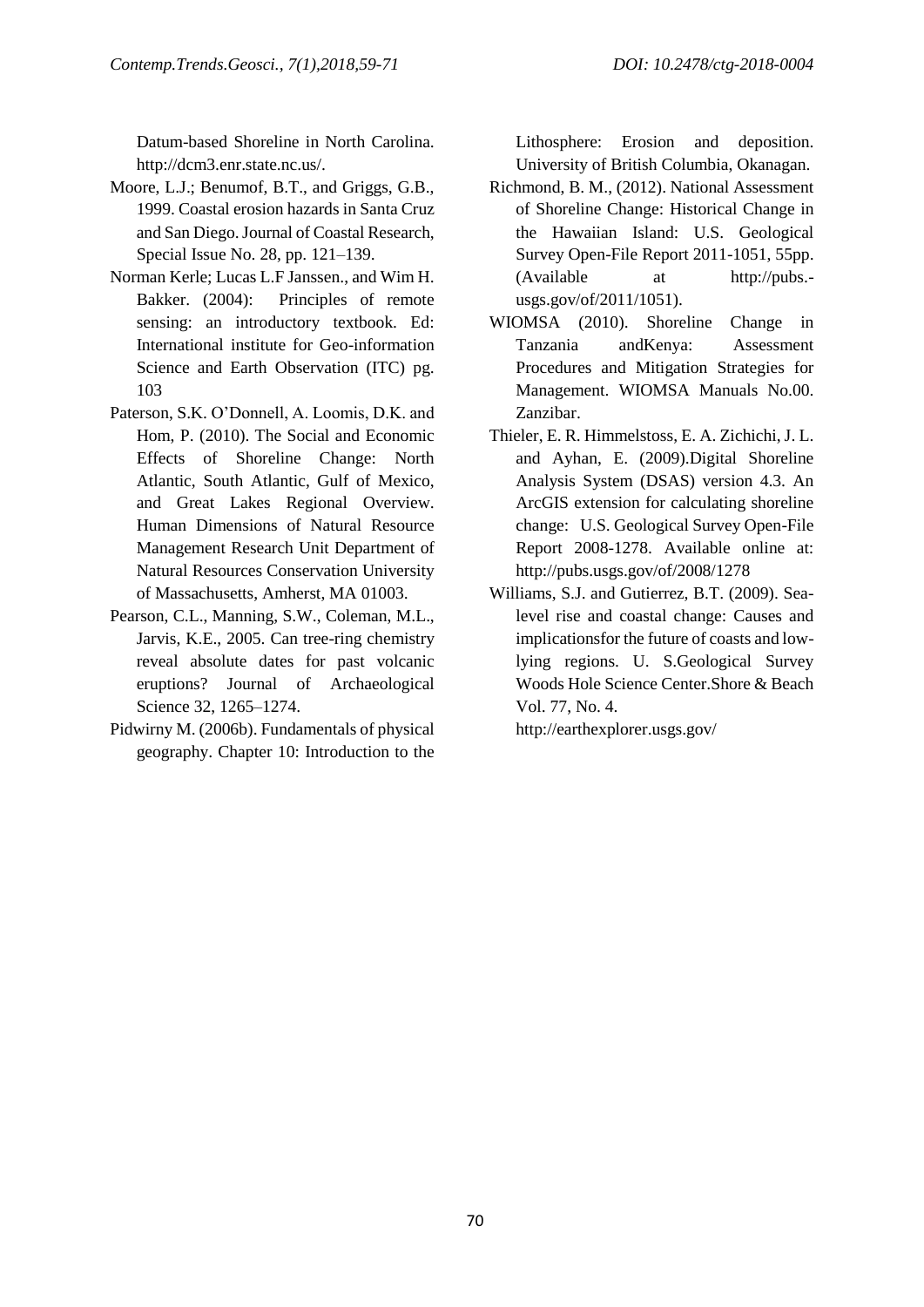Datum-based Shoreline in North Carolina. http://dcm3.enr.state.nc.us/.

Moore, L.J.; Benumof, B.T., and Griggs, G.B., 1999. Coastal erosion hazards in Santa Cruz and San Diego. Journal of Coastal Research, Special Issue No. 28, pp. 121–139.

Norman Kerle; Lucas L.F Janssen., and Wim H. Bakker. (2004): Principles of remote sensing: an introductory textbook. Ed: International institute for Geo-information Science and Earth Observation (ITC) pg. 103

Paterson, S.K. O'Donnell, A. Loomis, D.K. and Hom, P. (2010). The Social and Economic Effects of Shoreline Change: North Atlantic, South Atlantic, Gulf of Mexico, and Great Lakes Regional Overview. Human Dimensions of Natural Resource Management Research Unit Department of Natural Resources Conservation University of Massachusetts, Amherst, MA 01003.

Pearson, C.L., Manning, S.W., Coleman, M.L., Jarvis, K.E., 2005. Can tree-ring chemistry reveal absolute dates for past volcanic eruptions? Journal of Archaeological Science 32, 1265–1274.

Pidwirny M. (2006b). Fundamentals of physical geography. Chapter 10: Introduction to the Lithosphere: Erosion and deposition. University of British Columbia, Okanagan.

Richmond, B. M., (2012). National Assessment of Shoreline Change: Historical Change in the Hawaiian Island: U.S. Geological Survey Open-File Report 2011-1051, 55pp. (Available at http://pubs.-usgs.gov/of/2011/1051).

WIOMSA (2010). Shoreline Change in Tanzania andKenya: Assessment Procedures and Mitigation Strategies for Management. WIOMSA Manuals No.00. Zanzibar.

Thieler, E. R. Himmelstoss, E. A. Zichichi, J. L. and Ayhan, E. (2009).Digital Shoreline Analysis System (DSAS) version 4.3. An ArcGIS extension for calculating shoreline change: U.S. Geological Survey Open-File Report 2008-1278. Available online at: http://pubs.usgs.gov/of/2008/1278

Williams, S.J. and Gutierrez, B.T. (2009). Sea-level rise and coastal change: Causes and implicationsfor the future of coasts and low-lying regions. U. S.Geological Survey Woods Hole Science Center.Shore & Beach Vol. 77, No. 4.

http://earthexplorer.usgs.gov/